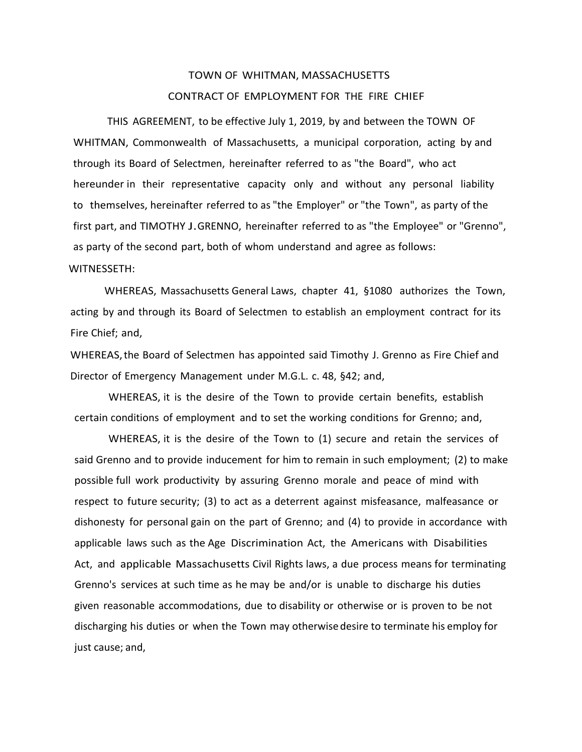# TOWN OF WHITMAN, MASSACHUSETTS

## CONTRACT OF EMPLOYMENT FOR THE FIRE CHIEF

THIS AGREEMENT, to be effective July 1, 2019, by and between the TOWN OF WHITMAN, Commonwealth of Massachusetts, a municipal corporation, acting by and through its Board of Selectmen, hereinafter referred to as "the Board", who act hereunder in their representative capacity only and without any personal liability to themselves, hereinafter referred to as "the Employer" or "the Town", as party of the first part, and TIMOTHY J.GRENNO, hereinafter referred to as "the Employee" or "Grenno", as party of the second part, both of whom understand and agree as follows:

WITNESSETH:

WHEREAS, Massachusetts General Laws, chapter 41, §1080 authorizes the Town, acting by and through its Board of Selectmen to establish an employment contract for its Fire Chief; and,

WHEREAS, the Board of Selectmen has appointed said Timothy J. Grenno as Fire Chief and Director of Emergency Management under M.G.L. c. 48, §42; and,

WHEREAS, it is the desire of the Town to provide certain benefits, establish certain conditions of employment and to set the working conditions for Grenno; and,

WHEREAS, it is the desire of the Town to (1) secure and retain the services of said Grenno and to provide inducement for him to remain in such employment; (2) to make possible full work productivity by assuring Grenno morale and peace of mind with respect to future security; (3) to act as a deterrent against misfeasance, malfeasance or dishonesty for personal gain on the part of Grenno; and (4) to provide in accordance with applicable laws such as the Age Discrimination Act, the Americans with Disabilities Act, and applicable Massachusetts Civil Rights laws, a due process means for terminating Grenno's services at such time as he may be and/or is unable to discharge his duties given reasonable accommodations, due to disability or otherwise or is proven to be not discharging his duties or when the Town may otherwise desire to terminate his employ for just cause; and,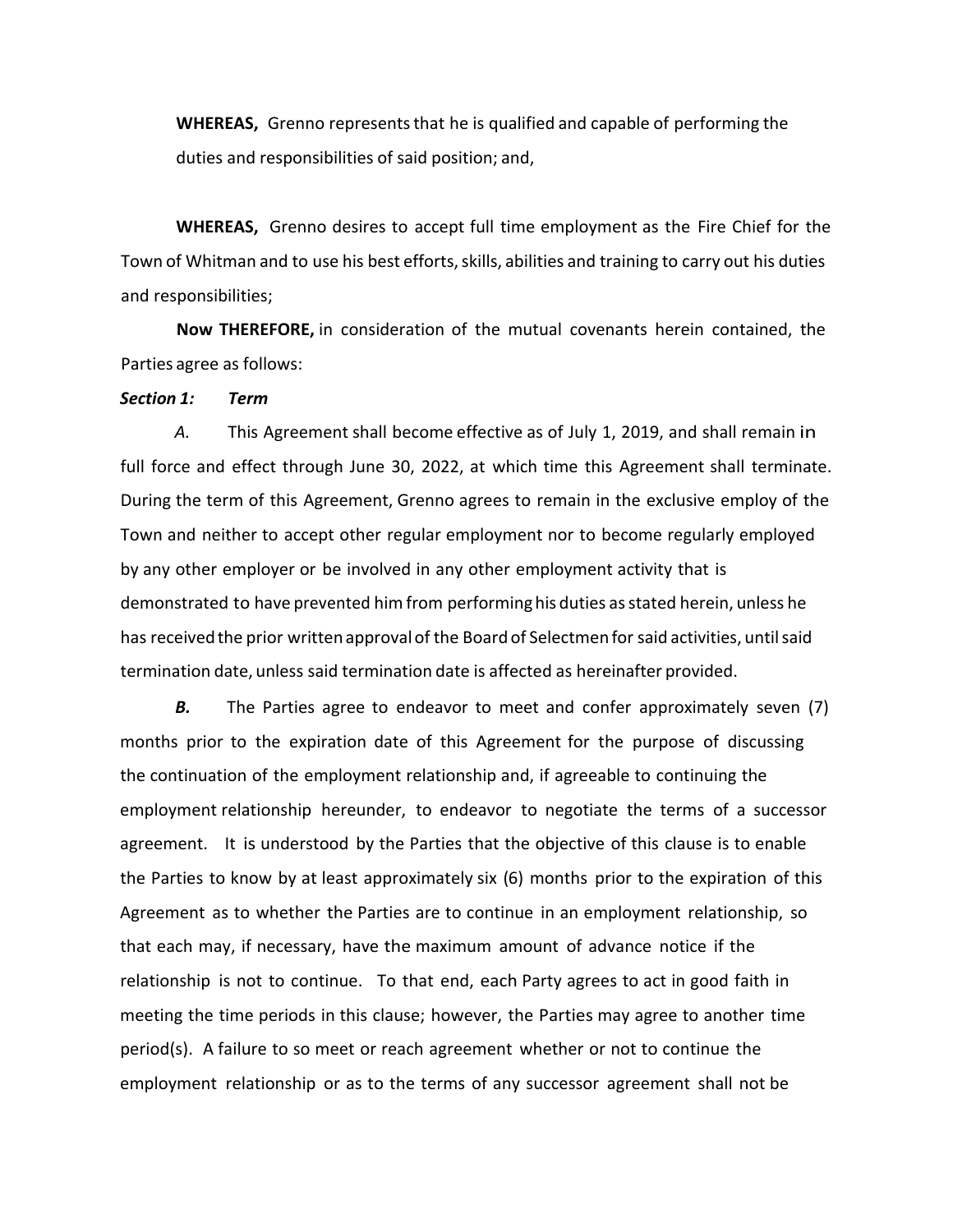**WHEREAS,** Grenno represents that he is qualified and capable of performing the duties and responsibilities of said position; and,

**WHEREAS,** Grenno desires to accept full time employment as the Fire Chief for the Town of Whitman and to use his best efforts, skills, abilities and training to carry out his duties and responsibilities;

**Now THEREFORE,** in consideration of the mutual covenants herein contained, the Parties agree as follows:

***Section 1: Term***

*A.* This Agreement shall become effective as of July 1, 2019, and shall remain in full force and effect through June 30, 2022, at which time this Agreement shall terminate. During the term of this Agreement, Grenno agrees to remain in the exclusive employ of the Town and neither to accept other regular employment nor to become regularly employed by any other employer or be involved in any other employment activity that is demonstrated to have prevented him from performing his duties as stated herein, unless he has received the prior written approval of the Board of Selectmen for said activities, until said termination date, unless said termination date is affected as hereinafter provided.

***B.*** The Parties agree to endeavor to meet and confer approximately seven (7) months prior to the expiration date of this Agreement for the purpose of discussing the continuation of the employment relationship and, if agreeable to continuing the employment relationship hereunder, to endeavor to negotiate the terms of a successor agreement. It is understood by the Parties that the objective of this clause is to enable the Parties to know by at least approximately six (6) months prior to the expiration of this Agreement as to whether the Parties are to continue in an employment relationship, so that each may, if necessary, have the maximum amount of advance notice if the relationship is not to continue. To that end, each Party agrees to act in good faith in meeting the time periods in this clause; however, the Parties may agree to another time period(s). A failure to so meet or reach agreement whether or not to continue the employment relationship or as to the terms of any successor agreement shall not be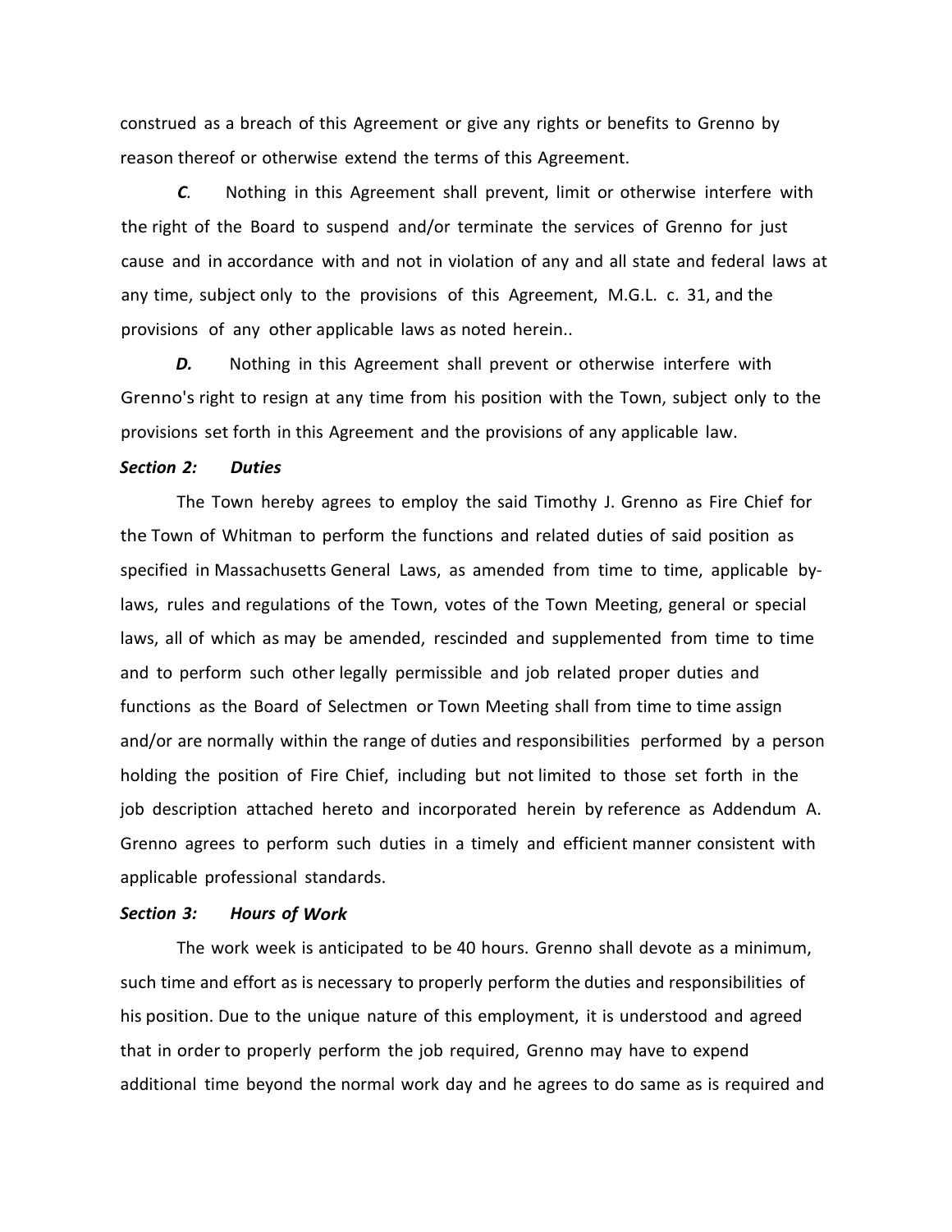construed as a breach of this Agreement or give any rights or benefits to Grenno by reason thereof or otherwise extend the terms of this Agreement.

***C.*** Nothing in this Agreement shall prevent, limit or otherwise interfere with the right of the Board to suspend and/or terminate the services of Grenno for just cause and in accordance with and not in violation of any and all state and federal laws at any time, subject only to the provisions of this Agreement, M.G.L. c. 31, and the provisions of any other applicable laws as noted herein..

***D.*** Nothing in this Agreement shall prevent or otherwise interfere with Grenno's right to resign at any time from his position with the Town, subject only to the provisions set forth in this Agreement and the provisions of any applicable law.

***Section 2: Duties***

The Town hereby agrees to employ the said Timothy J. Grenno as Fire Chief for the Town of Whitman to perform the functions and related duties of said position as specified in Massachusetts General Laws, as amended from time to time, applicable by-laws, rules and regulations of the Town, votes of the Town Meeting, general or special laws, all of which as may be amended, rescinded and supplemented from time to time and to perform such other legally permissible and job related proper duties and functions as the Board of Selectmen or Town Meeting shall from time to time assign and/or are normally within the range of duties and responsibilities performed by a person holding the position of Fire Chief, including but not limited to those set forth in the job description attached hereto and incorporated herein by reference as Addendum A. Grenno agrees to perform such duties in a timely and efficient manner consistent with applicable professional standards.

***Section 3: Hours of Work***

The work week is anticipated to be 40 hours. Grenno shall devote as a minimum, such time and effort as is necessary to properly perform the duties and responsibilities of his position. Due to the unique nature of this employment, it is understood and agreed that in order to properly perform the job required, Grenno may have to expend additional time beyond the normal work day and he agrees to do same as is required and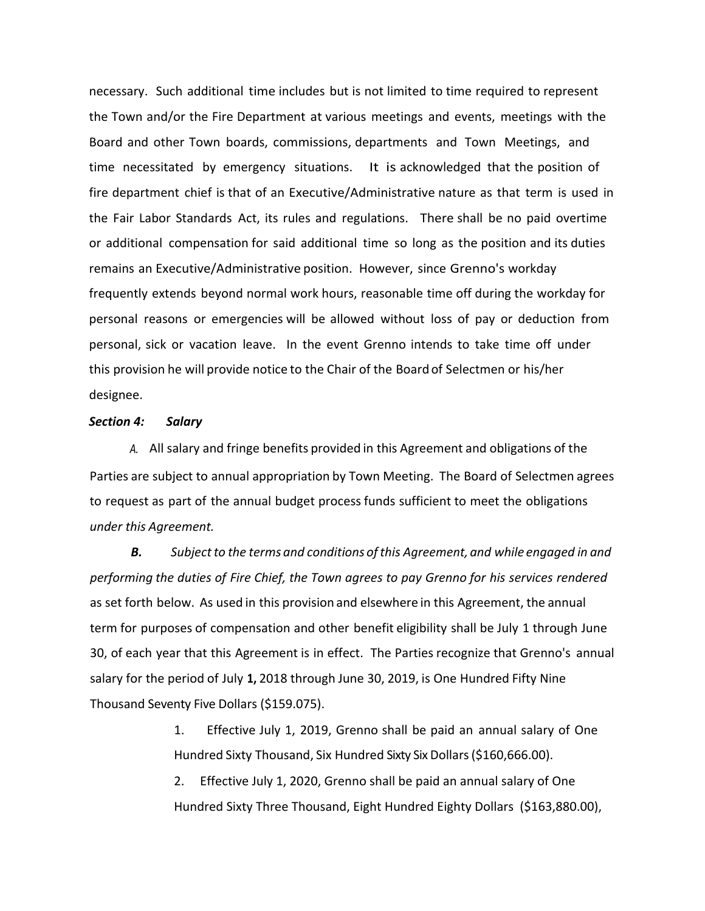necessary. Such additional time includes but is not limited to time required to represent the Town and/or the Fire Department at various meetings and events, meetings with the Board and other Town boards, commissions, departments and Town Meetings, and time necessitated by emergency situations. It is acknowledged that the position of fire department chief is that of an Executive/Administrative nature as that term is used in the Fair Labor Standards Act, its rules and regulations. There shall be no paid overtime or additional compensation for said additional time so long as the position and its duties remains an Executive/Administrative position. However, since Grenno's workday frequently extends beyond normal work hours, reasonable time off during the workday for personal reasons or emergencies will be allowed without loss of pay or deduction from personal, sick or vacation leave. In the event Grenno intends to take time off under this provision he will provide notice to the Chair of the Board of Selectmen or his/her designee.

***Section 4: Salary***

*A.* All salary and fringe benefits provided in this Agreement and obligations of the Parties are subject to annual appropriation by Town Meeting. The Board of Selectmen agrees to request as part of the annual budget process funds sufficient to meet the obligations *under this Agreement.*

***B.*** *Subject to the terms and conditions of this Agreement, and while engaged in and performing the duties of Fire Chief, the Town agrees to pay Grenno for his services rendered* as set forth below. As used in this provision and elsewhere in this Agreement, the annual term for purposes of compensation and other benefit eligibility shall be July 1 through June 30, of each year that this Agreement is in effect. The Parties recognize that Grenno's annual salary for the period of July **1,** 2018 through June 30, 2019, is One Hundred Fifty Nine Thousand Seventy Five Dollars ($159.075).

1. Effective July 1, 2019, Grenno shall be paid an annual salary of One Hundred Sixty Thousand, Six Hundred Sixty Six Dollars ($160,666.00).
2. Effective July 1, 2020, Grenno shall be paid an annual salary of One Hundred Sixty Three Thousand, Eight Hundred Eighty Dollars ($163,880.00),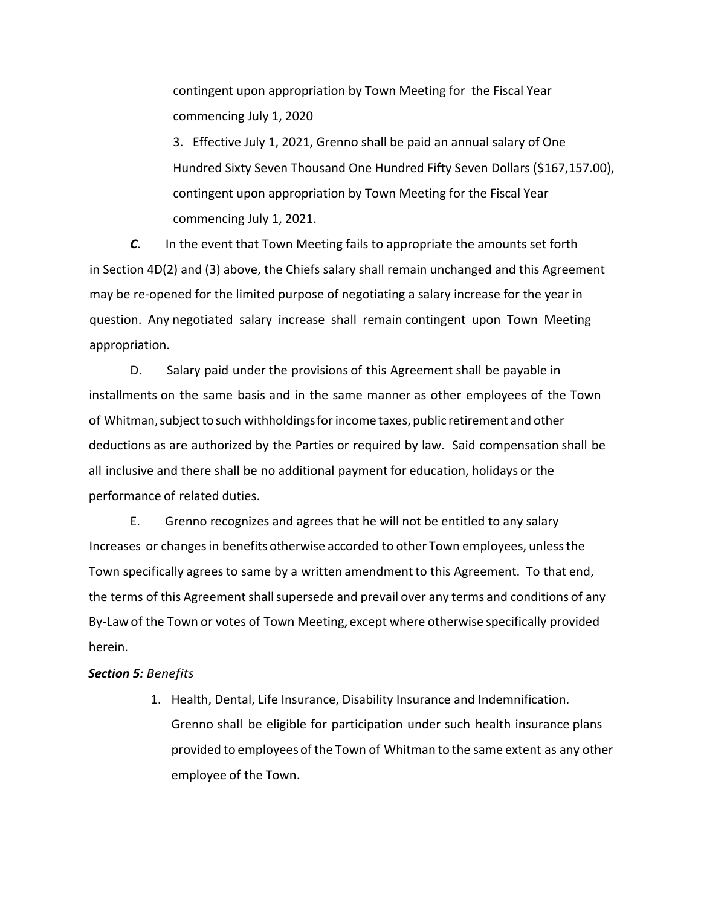contingent upon appropriation by Town Meeting for the Fiscal Year commencing July 1, 2020

3. Effective July 1, 2021, Grenno shall be paid an annual salary of One Hundred Sixty Seven Thousand One Hundred Fifty Seven Dollars ($167,157.00), contingent upon appropriation by Town Meeting for the Fiscal Year commencing July 1, 2021.

***C***. In the event that Town Meeting fails to appropriate the amounts set forth in Section 4D(2) and (3) above, the Chiefs salary shall remain unchanged and this Agreement may be re-opened for the limited purpose of negotiating a salary increase for the year in question. Any negotiated salary increase shall remain contingent upon Town Meeting appropriation.

D. Salary paid under the provisions of this Agreement shall be payable in installments on the same basis and in the same manner as other employees of the Town of Whitman, subject to such withholdings for income taxes, public retirement and other deductions as are authorized by the Parties or required by law. Said compensation shall be all inclusive and there shall be no additional payment for education, holidays or the performance of related duties.

E. Grenno recognizes and agrees that he will not be entitled to any salary Increases or changes in benefits otherwise accorded to other Town employees, unless the Town specifically agrees to same by a written amendment to this Agreement. To that end, the terms of this Agreement shall supersede and prevail over any terms and conditions of any By-Law of the Town or votes of Town Meeting, except where otherwise specifically provided herein.

***Section 5:*** *Benefits*

1. Health, Dental, Life Insurance, Disability Insurance and Indemnification. Grenno shall be eligible for participation under such health insurance plans provided to employees of the Town of Whitman to the same extent as any other employee of the Town.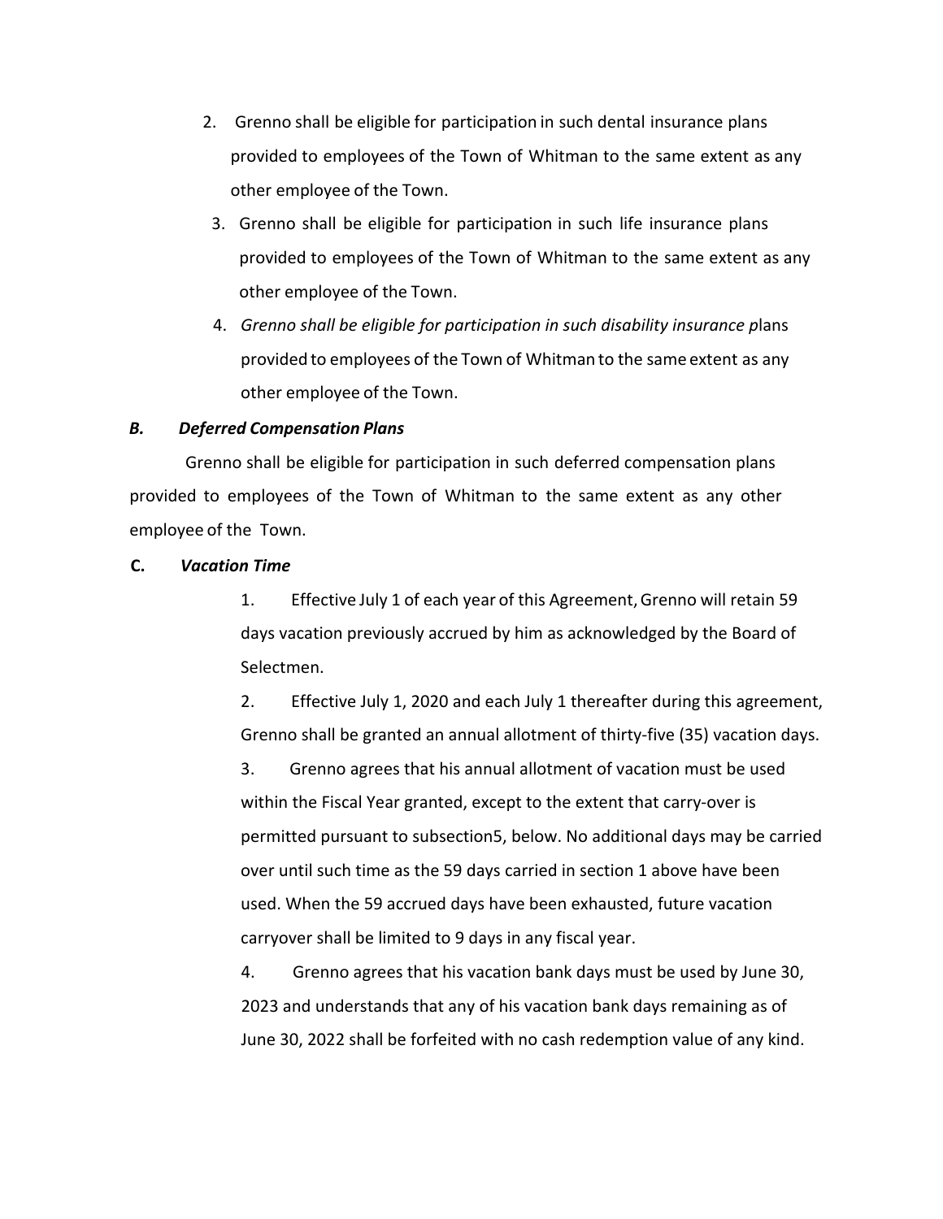2. Grenno shall be eligible for participation in such dental insurance plans provided to employees of the Town of Whitman to the same extent as any other employee of the Town.
3. Grenno shall be eligible for participation in such life insurance plans provided to employees of the Town of Whitman to the same extent as any other employee of the Town.
4. *Grenno shall be eligible for participation in such disability insurance p*lans provided to employees of the Town of Whitman to the same extent as any other employee of the Town.

***B. Deferred Compensation Plans***

Grenno shall be eligible for participation in such deferred compensation plans provided to employees of the Town of Whitman to the same extent as any other employee of the Town.

**C. *Vacation Time***

1. Effective July 1 of each year of this Agreement, Grenno will retain 59 days vacation previously accrued by him as acknowledged by the Board of Selectmen.
2. Effective July 1, 2020 and each July 1 thereafter during this agreement, Grenno shall be granted an annual allotment of thirty-five (35) vacation days.
3. Grenno agrees that his annual allotment of vacation must be used within the Fiscal Year granted, except to the extent that carry-over is permitted pursuant to subsection5, below. No additional days may be carried over until such time as the 59 days carried in section 1 above have been used. When the 59 accrued days have been exhausted, future vacation carryover shall be limited to 9 days in any fiscal year.
4. Grenno agrees that his vacation bank days must be used by June 30, 2023 and understands that any of his vacation bank days remaining as of June 30, 2022 shall be forfeited with no cash redemption value of any kind.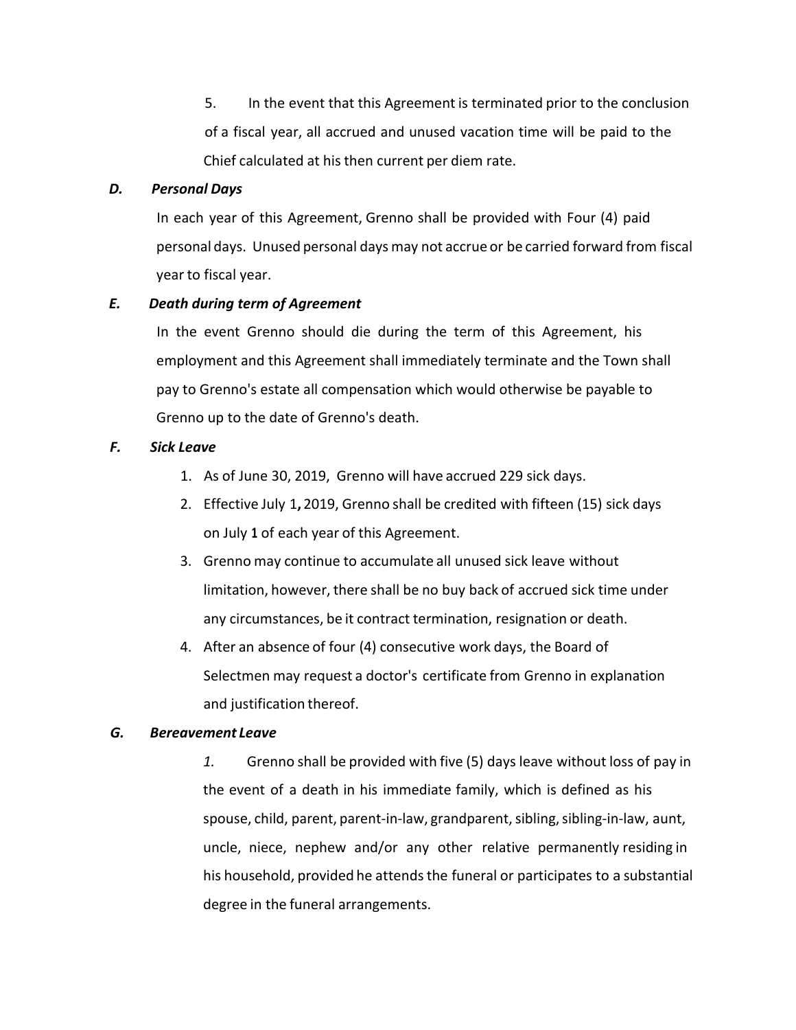5. In the event that this Agreement is terminated prior to the conclusion of a fiscal year, all accrued and unused vacation time will be paid to the Chief calculated at his then current per diem rate.

***D. Personal Days***

In each year of this Agreement, Grenno shall be provided with Four (4) paid personal days. Unused personal days may not accrue or be carried forward from fiscal year to fiscal year.

***E. Death during term of Agreement***

In the event Grenno should die during the term of this Agreement, his employment and this Agreement shall immediately terminate and the Town shall pay to Grenno's estate all compensation which would otherwise be payable to Grenno up to the date of Grenno's death.

***F. Sick Leave***

1. As of June 30, 2019, Grenno will have accrued 229 sick days.
2. Effective July 1**,** 2019, Grenno shall be credited with fifteen (15) sick days on July 1 of each year of this Agreement.
3. Grenno may continue to accumulate all unused sick leave without limitation, however, there shall be no buy back of accrued sick time under any circumstances, be it contract termination, resignation or death.
4. After an absence of four (4) consecutive work days, the Board of Selectmen may request a doctor's certificate from Grenno in explanation and justification thereof.

***G. Bereavement Leave***

*1.* Grenno shall be provided with five (5) days leave without loss of pay in the event of a death in his immediate family, which is defined as his spouse, child, parent, parent-in-law, grandparent, sibling, sibling-in-law, aunt, uncle, niece, nephew and/or any other relative permanently residing in his household, provided he attends the funeral or participates to a substantial degree in the funeral arrangements.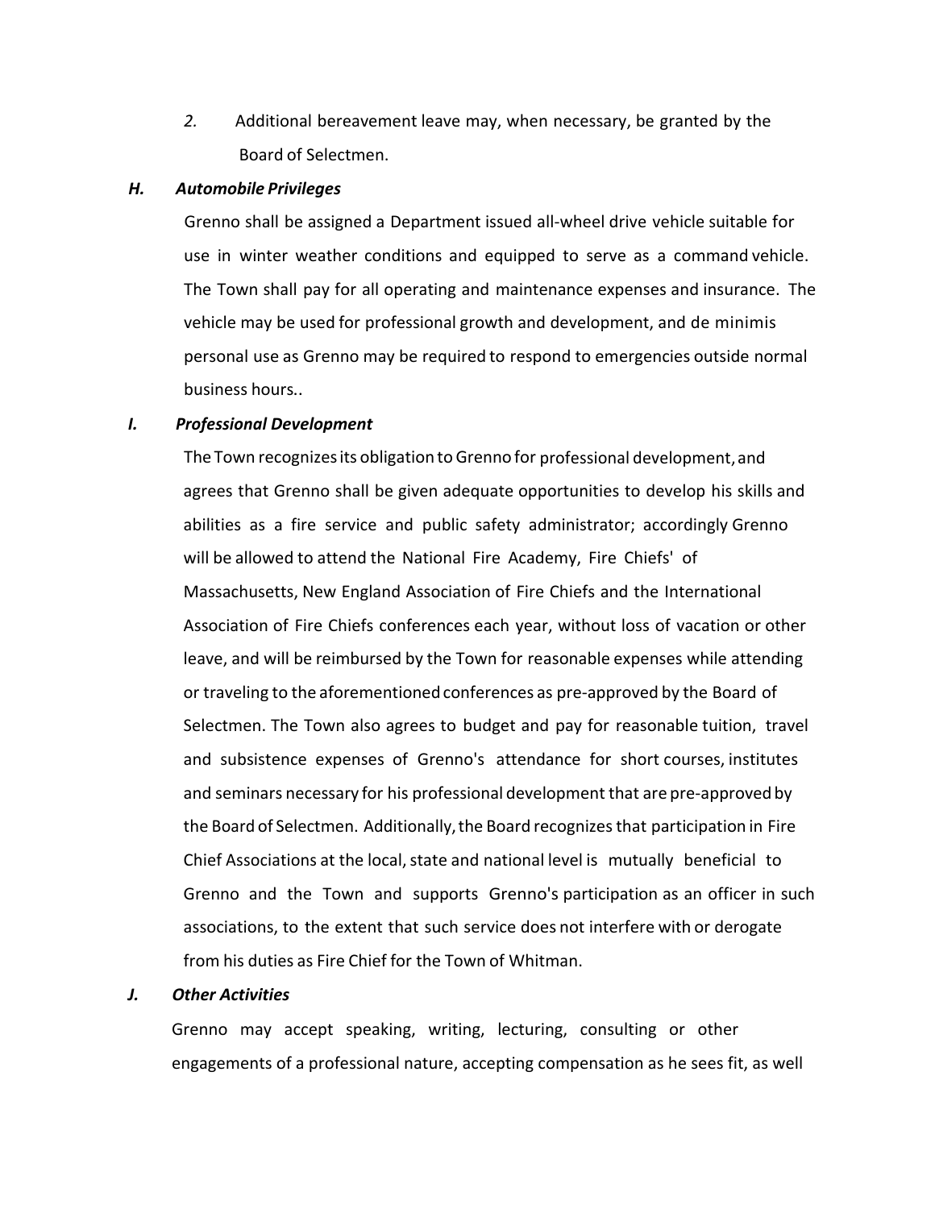2. Additional bereavement leave may, when necessary, be granted by the Board of Selectmen.

***H. Automobile Privileges***

Grenno shall be assigned a Department issued all-wheel drive vehicle suitable for use in winter weather conditions and equipped to serve as a command vehicle. The Town shall pay for all operating and maintenance expenses and insurance. The vehicle may be used for professional growth and development, and de minimis personal use as Grenno may be required to respond to emergencies outside normal business hours..

***I. Professional Development***

The Town recognizes its obligation to Grenno for professional development, and agrees that Grenno shall be given adequate opportunities to develop his skills and abilities as a fire service and public safety administrator; accordingly Grenno will be allowed to attend the National Fire Academy, Fire Chiefs' of Massachusetts, New England Association of Fire Chiefs and the International Association of Fire Chiefs conferences each year, without loss of vacation or other leave, and will be reimbursed by the Town for reasonable expenses while attending or traveling to the aforementioned conferences as pre-approved by the Board of Selectmen. The Town also agrees to budget and pay for reasonable tuition, travel and subsistence expenses of Grenno's attendance for short courses, institutes and seminars necessary for his professional development that are pre-approved by the Board of Selectmen. Additionally, the Board recognizes that participation in Fire Chief Associations at the local, state and national level is mutually beneficial to Grenno and the Town and supports Grenno's participation as an officer in such associations, to the extent that such service does not interfere with or derogate from his duties as Fire Chief for the Town of Whitman.

***J. Other Activities***

Grenno may accept speaking, writing, lecturing, consulting or other engagements of a professional nature, accepting compensation as he sees fit, as well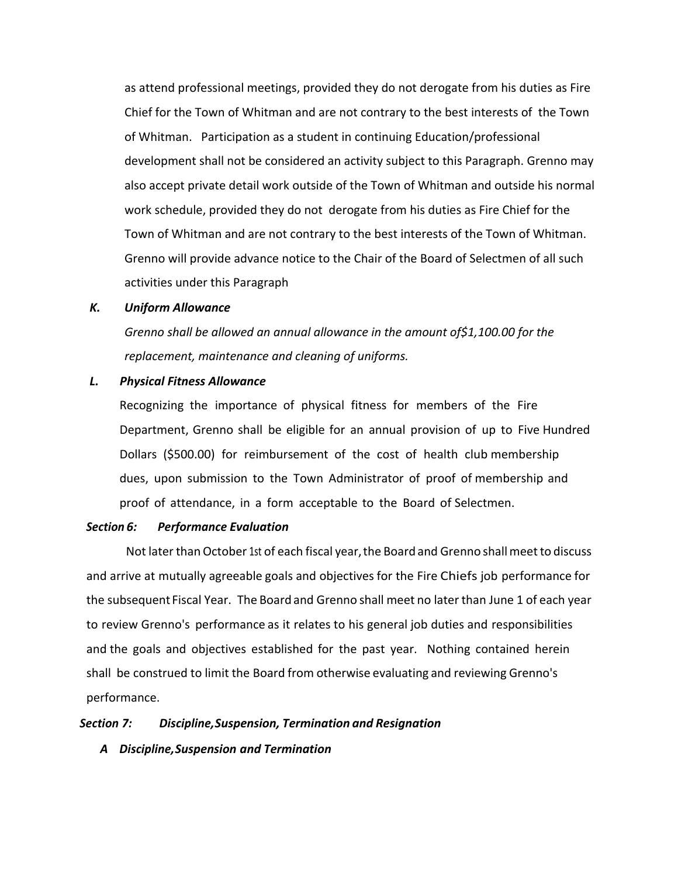as attend professional meetings, provided they do not derogate from his duties as Fire Chief for the Town of Whitman and are not contrary to the best interests of the Town of Whitman. Participation as a student in continuing Education/professional development shall not be considered an activity subject to this Paragraph. Grenno may also accept private detail work outside of the Town of Whitman and outside his normal work schedule, provided they do not derogate from his duties as Fire Chief for the Town of Whitman and are not contrary to the best interests of the Town of Whitman. Grenno will provide advance notice to the Chair of the Board of Selectmen of all such activities under this Paragraph

***K. Uniform Allowance***

*Grenno shall be allowed an annual allowance in the amount of$1,100.00 for the replacement, maintenance and cleaning of uniforms.*

***L. Physical Fitness Allowance***

Recognizing the importance of physical fitness for members of the Fire Department, Grenno shall be eligible for an annual provision of up to Five Hundred Dollars ($500.00) for reimbursement of the cost of health club membership dues, upon submission to the Town Administrator of proof of membership and proof of attendance, in a form acceptable to the Board of Selectmen.

***Section 6: Performance Evaluation***

Not later than October 1st of each fiscal year, the Board and Grenno shall meet to discuss and arrive at mutually agreeable goals and objectives for the Fire Chiefs job performance for the subsequent Fiscal Year. The Board and Grenno shall meet no later than June 1 of each year to review Grenno's performance as it relates to his general job duties and responsibilities and the goals and objectives established for the past year. Nothing contained herein shall be construed to limit the Board from otherwise evaluating and reviewing Grenno's performance.

***Section 7: Discipline,Suspension, Termination and Resignation***

***A Discipline,Suspension and Termination***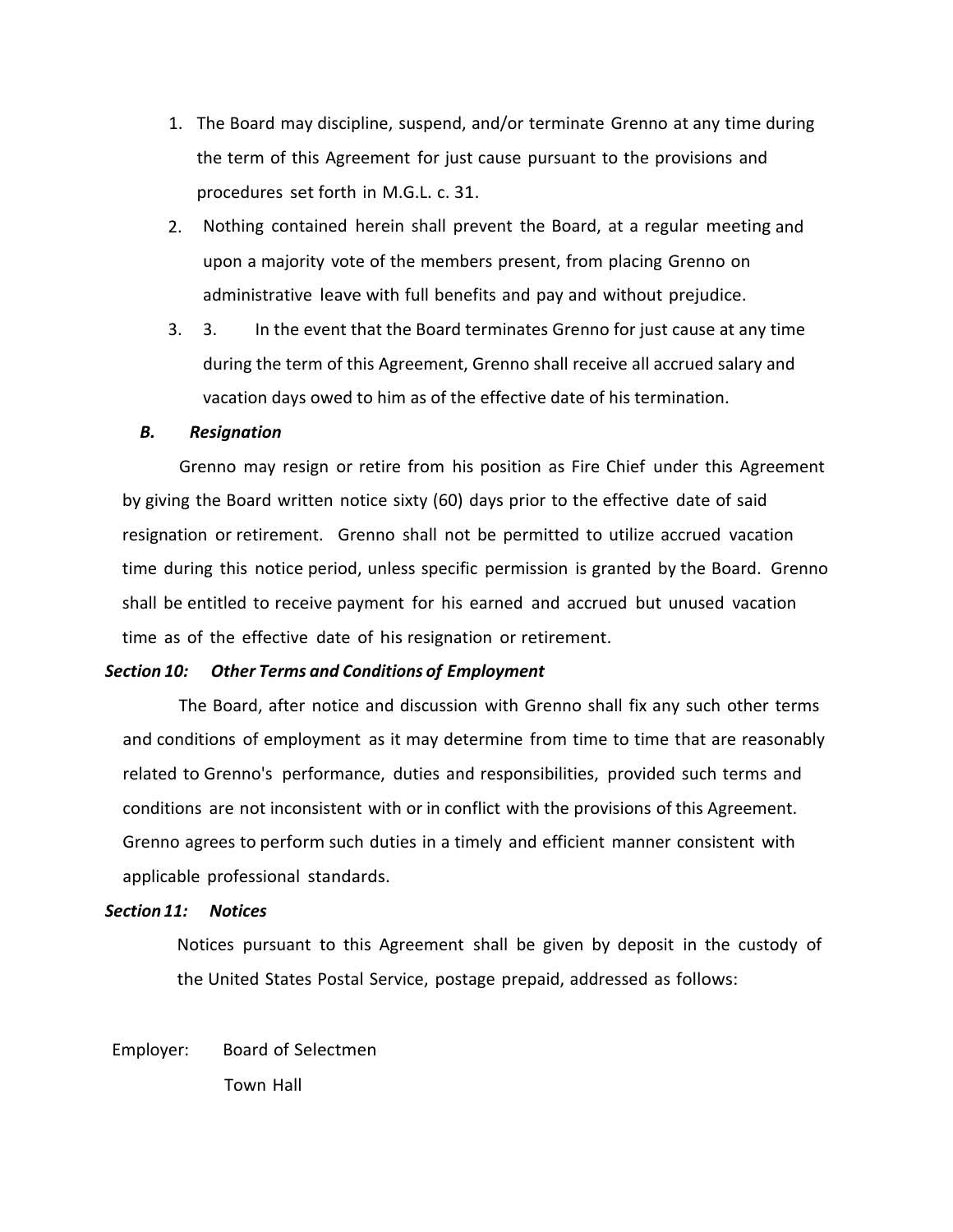1. The Board may discipline, suspend, and/or terminate Grenno at any time during the term of this Agreement for just cause pursuant to the provisions and procedures set forth in M.G.L. c. 31.
2. Nothing contained herein shall prevent the Board, at a regular meeting and upon a majority vote of the members present, from placing Grenno on administrative leave with full benefits and pay and without prejudice.
3. 3. In the event that the Board terminates Grenno for just cause at any time during the term of this Agreement, Grenno shall receive all accrued salary and vacation days owed to him as of the effective date of his termination.

***B. Resignation***

Grenno may resign or retire from his position as Fire Chief under this Agreement by giving the Board written notice sixty (60) days prior to the effective date of said resignation or retirement. Grenno shall not be permitted to utilize accrued vacation time during this notice period, unless specific permission is granted by the Board. Grenno shall be entitled to receive payment for his earned and accrued but unused vacation time as of the effective date of his resignation or retirement.

***Section 10: Other Terms and Conditions of Employment***

The Board, after notice and discussion with Grenno shall fix any such other terms and conditions of employment as it may determine from time to time that are reasonably related to Grenno's performance, duties and responsibilities, provided such terms and conditions are not inconsistent with or in conflict with the provisions of this Agreement. Grenno agrees to perform such duties in a timely and efficient manner consistent with applicable professional standards.

***Section 11: Notices***

Notices pursuant to this Agreement shall be given by deposit in the custody of the United States Postal Service, postage prepaid, addressed as follows:

Employer: Board of Selectmen
Town Hall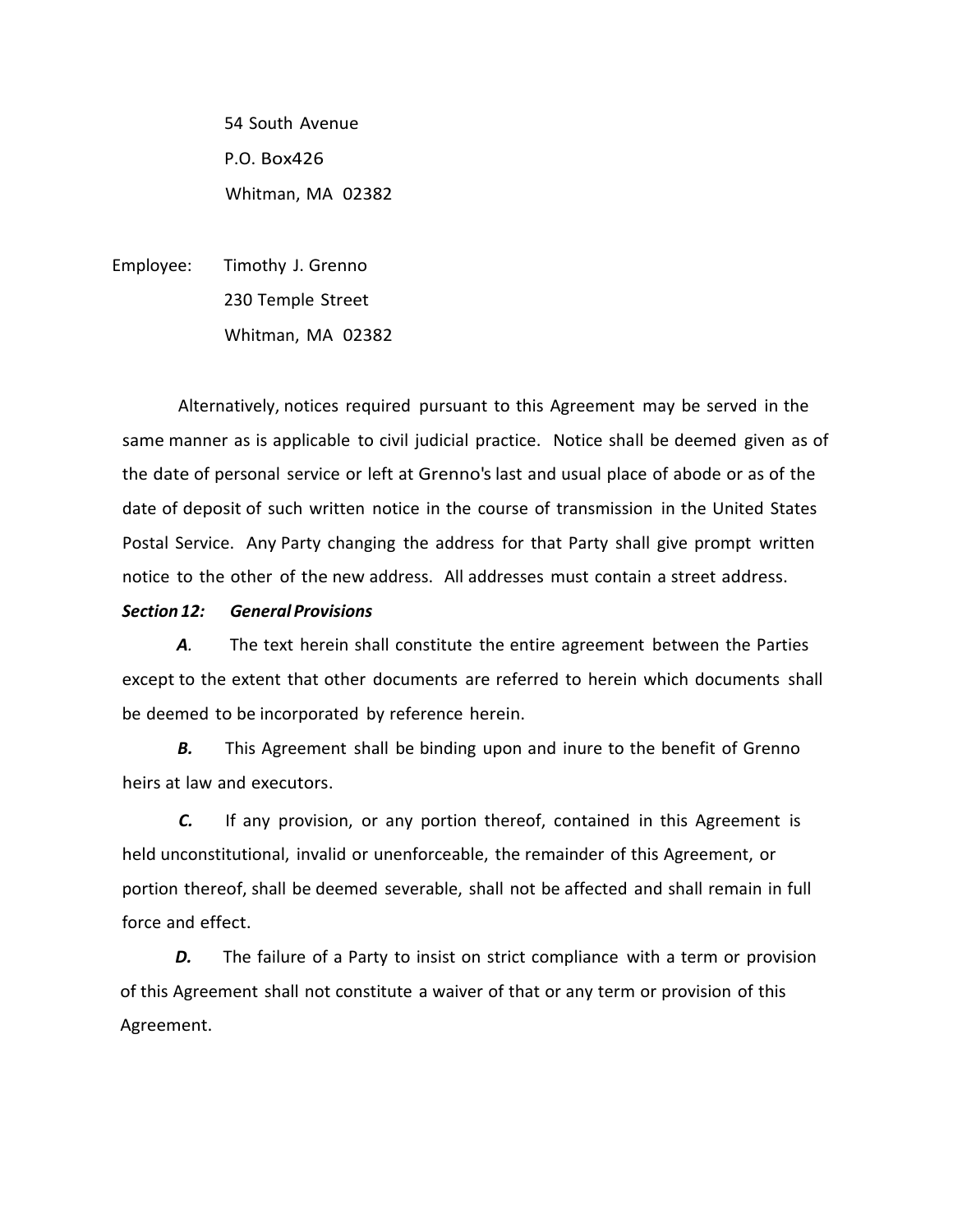54 South Avenue
P.O. Box426
Whitman, MA 02382

Employee: Timothy J. Grenno
230 Temple Street
Whitman, MA 02382

Alternatively, notices required pursuant to this Agreement may be served in the same manner as is applicable to civil judicial practice. Notice shall be deemed given as of the date of personal service or left at Grenno's last and usual place of abode or as of the date of deposit of such written notice in the course of transmission in the United States Postal Service. Any Party changing the address for that Party shall give prompt written notice to the other of the new address. All addresses must contain a street address.

***Section 12: General Provisions***

***A**.* The text herein shall constitute the entire agreement between the Parties except to the extent that other documents are referred to herein which documents shall be deemed to be incorporated by reference herein.

***B.*** This Agreement shall be binding upon and inure to the benefit of Grenno heirs at law and executors.

***C.*** If any provision, or any portion thereof, contained in this Agreement is held unconstitutional, invalid or unenforceable, the remainder of this Agreement, or portion thereof, shall be deemed severable, shall not be affected and shall remain in full force and effect.

***D.*** The failure of a Party to insist on strict compliance with a term or provision of this Agreement shall not constitute a waiver of that or any term or provision of this Agreement.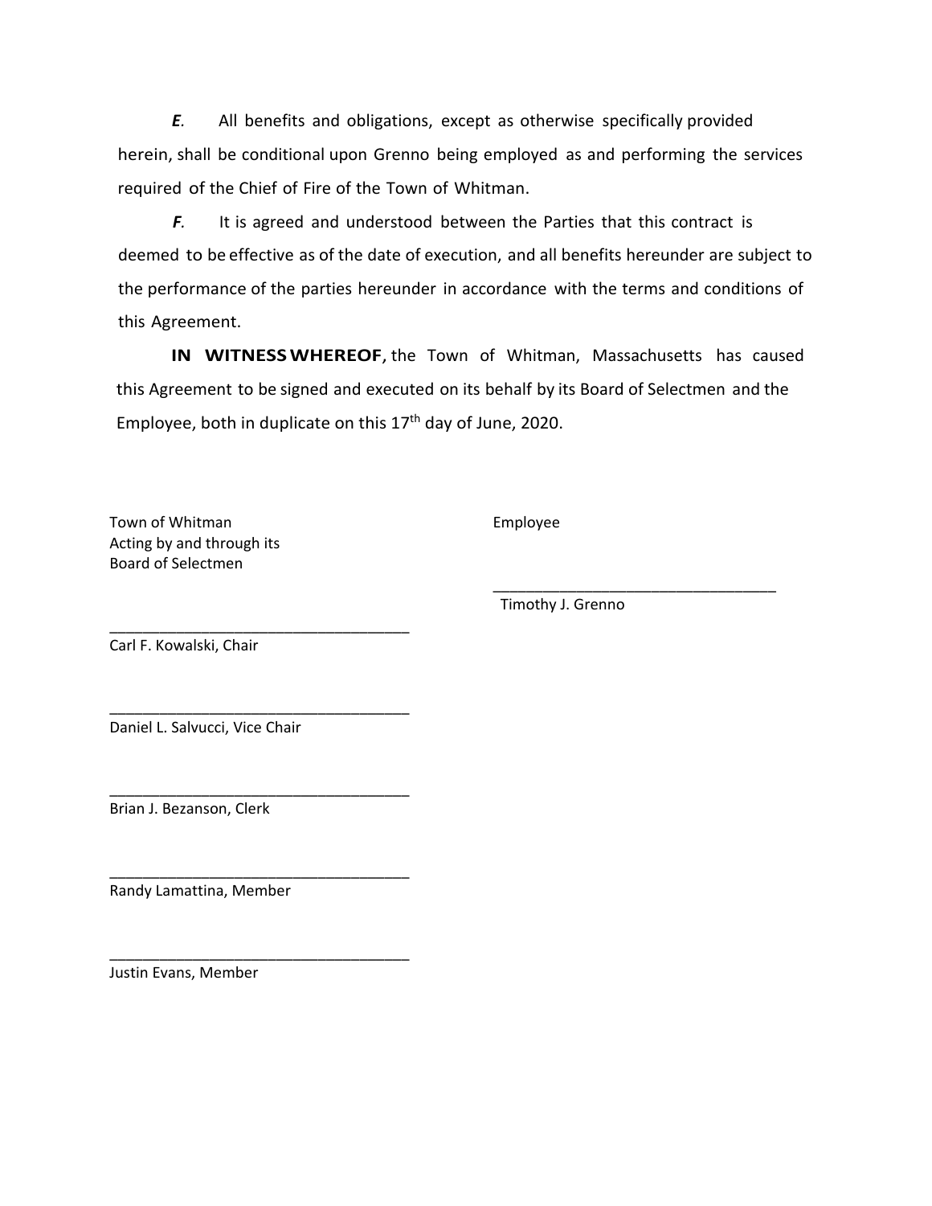***E.*** All benefits and obligations, except as otherwise specifically provided herein, shall be conditional upon Grenno being employed as and performing the services required of the Chief of Fire of the Town of Whitman.

***F.*** It is agreed and understood between the Parties that this contract is deemed to be effective as of the date of execution, and all benefits hereunder are subject to the performance of the parties hereunder in accordance with the terms and conditions of this Agreement.

**IN WITNESS WHEREOF,** the Town of Whitman, Massachusetts has caused this Agreement to be signed and executed on its behalf by its Board of Selectmen and the Employee, both in duplicate on this 17th day of June, 2020.

Town of Whitman
Acting by and through its
Board of Selectmen

\_\_\_\_\_\_\_\_\_\_\_\_\_\_\_\_\_\_\_\_\_\_\_\_\_\_\_\_\_\_\_\_\_\_\_
Carl F. Kowalski, Chair

\_\_\_\_\_\_\_\_\_\_\_\_\_\_\_\_\_\_\_\_\_\_\_\_\_\_\_\_\_\_\_\_\_\_\_
Daniel L. Salvucci, Vice Chair

\_\_\_\_\_\_\_\_\_\_\_\_\_\_\_\_\_\_\_\_\_\_\_\_\_\_\_\_\_\_\_\_\_\_\_
Brian J. Bezanson, Clerk

\_\_\_\_\_\_\_\_\_\_\_\_\_\_\_\_\_\_\_\_\_\_\_\_\_\_\_\_\_\_\_\_\_\_\_
Randy Lamattina, Member

\_\_\_\_\_\_\_\_\_\_\_\_\_\_\_\_\_\_\_\_\_\_\_\_\_\_\_\_\_\_\_\_\_\_\_
Justin Evans, Member

Employee

\_\_\_\_\_\_\_\_\_\_\_\_\_\_\_\_\_\_\_\_\_\_\_\_\_\_\_\_\_\_\_\_\_\_\_
Timothy J. Grenno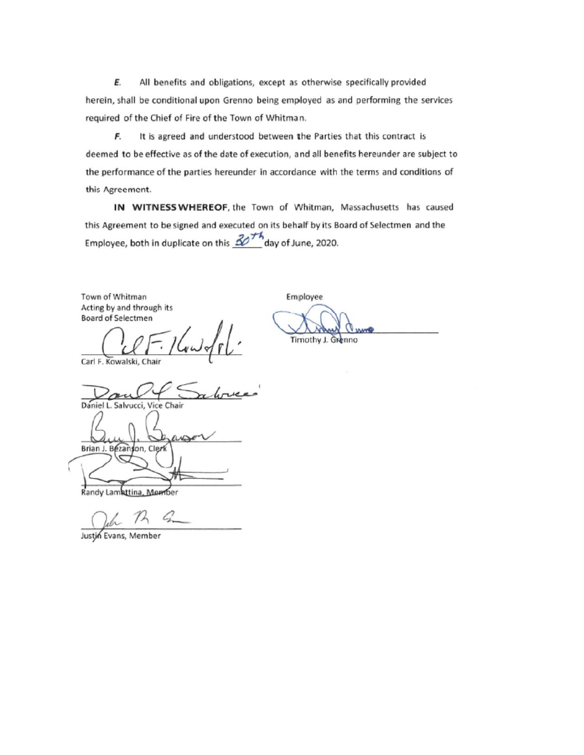***E.*** All benefits and obligations, except as otherwise specifically provided herein, shall be conditional upon Grenno being employed as and performing the services required of the Chief of Fire of the Town of Whitman.

***F.*** It is agreed and understood between the Parties that this contract is deemed to be effective as of the date of execution, and all benefits hereunder are subject to the performance of the parties hereunder in accordance with the terms and conditions of this Agreement.

**IN WITNESS WHEREOF**, the Town of Whitman, Massachusetts has caused this Agreement to be signed and executed on its behalf by its Board of Selectmen and the Employee, both in duplicate on this 30th day of June, 2020.

Town of Whitman
Acting by and through its
Board of Selectmen

_______________________
Carl F. Kowalski, Chair

_______________________
Daniel L. Salvucci, Vice Chair

_______________________
Brian J. Bezanson, Clerk

_______________________
Randy Lamattina, Member

_______________________
Justin Evans, Member

Employee

_______________________
Timothy J. Grenno